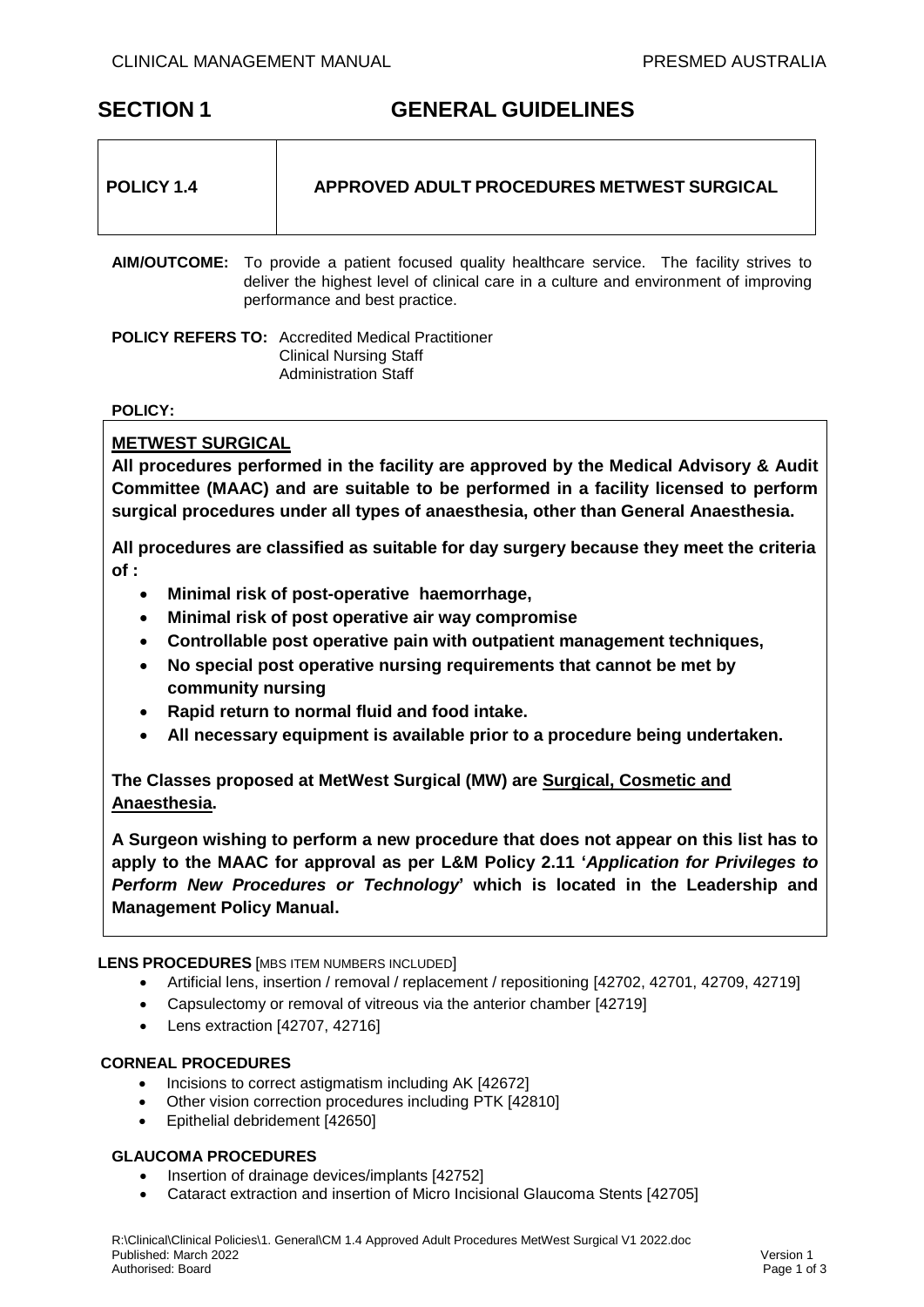# SECTION 1 GENERAL GUIDELINES

| POLICY 1.4 | APPROVED ADULT PROCEDURES METWEST SURGICAL |
|---|---|

**AIM/OUTCOME:** To provide a patient focused quality healthcare service. The facility strives to deliver the highest level of clinical care in a culture and environment of improving performance and best practice.

**POLICY REFERS TO:** Accredited Medical Practitioner
Clinical Nursing Staff
Administration Staff

**POLICY:**

**METWEST SURGICAL**

**All procedures performed in the facility are approved by the Medical Advisory & Audit Committee (MAAC) and are suitable to be performed in a facility licensed to perform surgical procedures under all types of anaesthesia, other than General Anaesthesia.**

**All procedures are classified as suitable for day surgery because they meet the criteria of :**

- **Minimal risk of post-operative haemorrhage,**
- **Minimal risk of post operative air way compromise**
- **Controllable post operative pain with outpatient management techniques,**
- **No special post operative nursing requirements that cannot be met by community nursing**
- **Rapid return to normal fluid and food intake.**
- **All necessary equipment is available prior to a procedure being undertaken.**

**The Classes proposed at MetWest Surgical (MW) are Surgical, Cosmetic and Anaesthesia.**

**A Surgeon wishing to perform a new procedure that does not appear on this list has to apply to the MAAC for approval as per L&M Policy 2.11 '*Application for Privileges to Perform New Procedures or Technology*' which is located in the Leadership and Management Policy Manual.**

**LENS PROCEDURES** [MBS ITEM NUMBERS INCLUDED]

- Artificial lens, insertion / removal / replacement / repositioning [42702, 42701, 42709, 42719]
- Capsulectomy or removal of vitreous via the anterior chamber [42719]
- Lens extraction [42707, 42716]

**CORNEAL PROCEDURES**

- Incisions to correct astigmatism including AK [42672]
- Other vision correction procedures including PTK [42810]
- Epithelial debridement [42650]

**GLAUCOMA PROCEDURES**

- Insertion of drainage devices/implants [42752]
- Cataract extraction and insertion of Micro Incisional Glaucoma Stents [42705]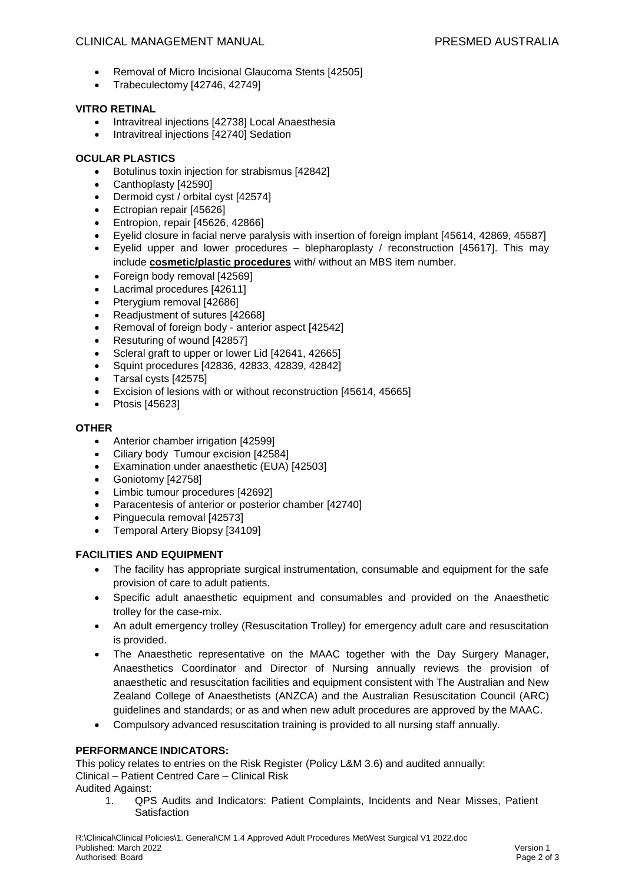- Removal of Micro Incisional Glaucoma Stents [42505]
- Trabeculectomy [42746, 42749]

**VITRO RETINAL**

- Intravitreal injections [42738] Local Anaesthesia
- Intravitreal injections [42740] Sedation

**OCULAR PLASTICS**

- Botulinus toxin injection for strabismus [42842]
- Canthoplasty [42590]
- Dermoid cyst / orbital cyst [42574]
- Ectropian repair [45626]
- Entropion, repair [45626, 42866]
- Eyelid closure in facial nerve paralysis with insertion of foreign implant [45614, 42869, 45587]
- Eyelid upper and lower procedures – blepharoplasty / reconstruction [45617]. This may include **cosmetic/plastic procedures** with/ without an MBS item number.
- Foreign body removal [42569]
- Lacrimal procedures [42611]
- Pterygium removal [42686]
- Readjustment of sutures [42668]
- Removal of foreign body - anterior aspect [42542]
- Resuturing of wound [42857]
- Scleral graft to upper or lower Lid [42641, 42665]
- Squint procedures [42836, 42833, 42839, 42842]
- Tarsal cysts [42575]
- Excision of lesions with or without reconstruction [45614, 45665]
- Ptosis [45623]

**OTHER**

- Anterior chamber irrigation [42599]
- Ciliary body Tumour excision [42584]
- Examination under anaesthetic (EUA) [42503]
- Goniotomy [42758]
- Limbic tumour procedures [42692]
- Paracentesis of anterior or posterior chamber [42740]
- Pinguecula removal [42573]
- Temporal Artery Biopsy [34109]

**FACILITIES AND EQUIPMENT**

- The facility has appropriate surgical instrumentation, consumable and equipment for the safe provision of care to adult patients.
- Specific adult anaesthetic equipment and consumables and provided on the Anaesthetic trolley for the case-mix.
- An adult emergency trolley (Resuscitation Trolley) for emergency adult care and resuscitation is provided.
- The Anaesthetic representative on the MAAC together with the Day Surgery Manager, Anaesthetics Coordinator and Director of Nursing annually reviews the provision of anaesthetic and resuscitation facilities and equipment consistent with The Australian and New Zealand College of Anaesthetists (ANZCA) and the Australian Resuscitation Council (ARC) guidelines and standards; or as and when new adult procedures are approved by the MAAC.
- Compulsory advanced resuscitation training is provided to all nursing staff annually.

**PERFORMANCE INDICATORS:**

This policy relates to entries on the Risk Register (Policy L&M 3.6) and audited annually:
Clinical – Patient Centred Care – Clinical Risk
Audited Against:

1. QPS Audits and Indicators: Patient Complaints, Incidents and Near Misses, Patient Satisfaction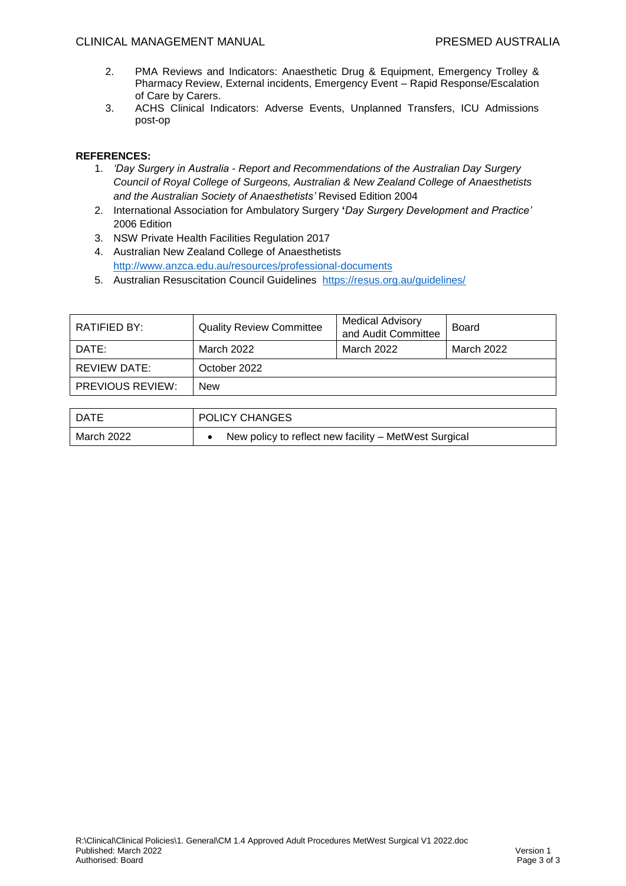2. PMA Reviews and Indicators: Anaesthetic Drug & Equipment, Emergency Trolley & Pharmacy Review, External incidents, Emergency Event – Rapid Response/Escalation of Care by Carers.
3. ACHS Clinical Indicators: Adverse Events, Unplanned Transfers, ICU Admissions post-op

**REFERENCES:**

1. *'Day Surgery in Australia - Report and Recommendations of the Australian Day Surgery Council of Royal College of Surgeons, Australian & New Zealand College of Anaesthetists and the Australian Society of Anaesthetists'* Revised Edition 2004
2. International Association for Ambulatory Surgery **'***Day Surgery Development and Practice'* 2006 Edition
3. NSW Private Health Facilities Regulation 2017
4. Australian New Zealand College of Anaesthetists http://www.anzca.edu.au/resources/professional-documents
5. Australian Resuscitation Council Guidelines https://resus.org.au/guidelines/

| | | | |
|---|---|---|---|
| RATIFIED BY: | Quality Review Committee | Medical Advisory and Audit Committee | Board |
| DATE: | March 2022 | March 2022 | March 2022 |
| REVIEW DATE: | October 2022 | | |
| PREVIOUS REVIEW: | New | | |

| DATE | POLICY CHANGES |
|---|---|
| March 2022 | • New policy to reflect new facility – MetWest Surgical |

R:\Clinical\Clinical Policies\1. General\CM 1.4 Approved Adult Procedures MetWest Surgical V1 2022.doc
Published: March 2022
Authorised: Board
Version 1